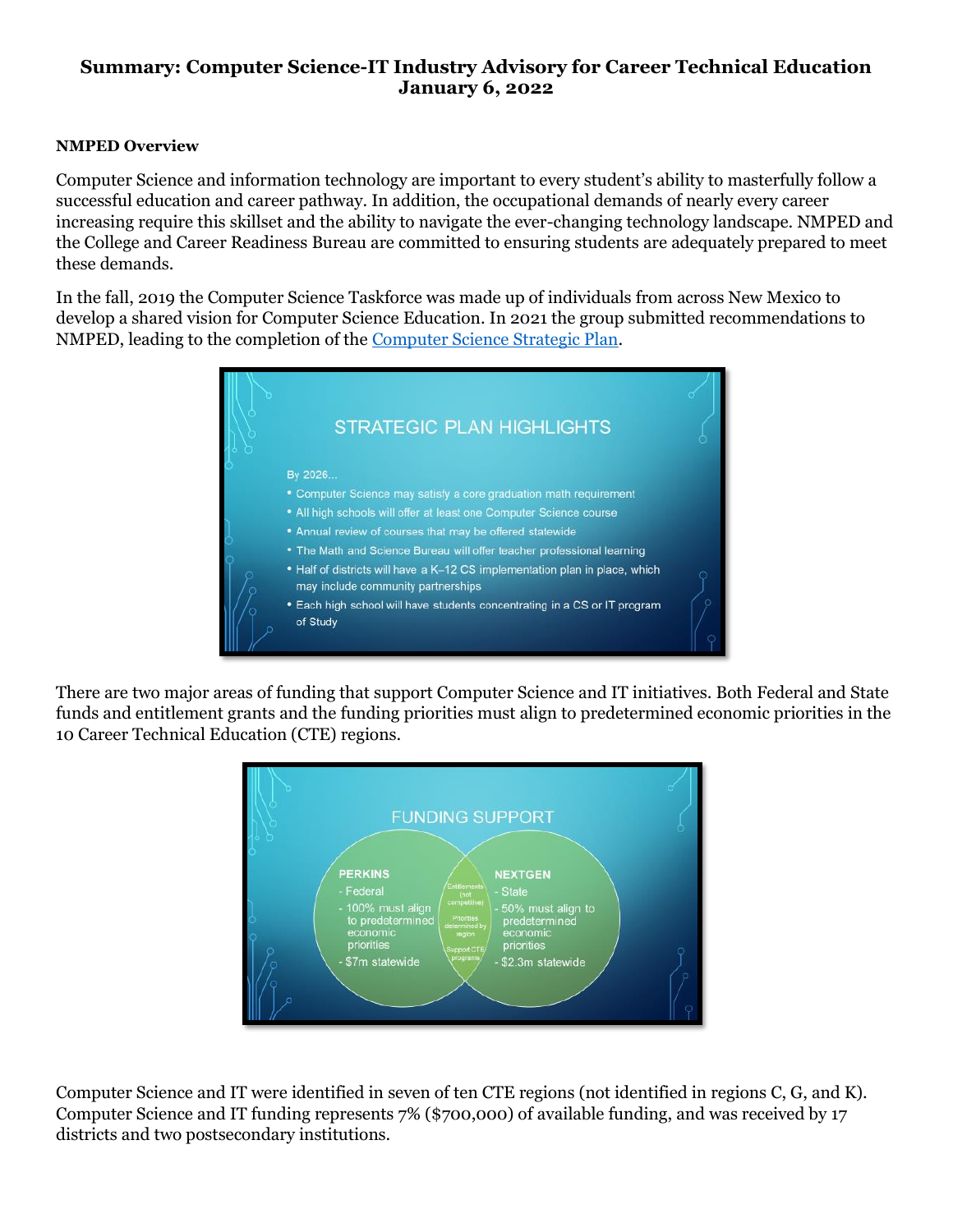# Summary: Computer Science-IT Industry Advisory for Career Technical Education
## January 6, 2022

**NMPED Overview**

Computer Science and information technology are important to every student's ability to masterfully follow a successful education and career pathway. In addition, the occupational demands of nearly every career increasing require this skillset and the ability to navigate the ever-changing technology landscape. NMPED and the College and Career Readiness Bureau are committed to ensuring students are adequately prepared to meet these demands.

In the fall, 2019 the Computer Science Taskforce was made up of individuals from across New Mexico to develop a shared vision for Computer Science Education. In 2021 the group submitted recommendations to NMPED, leading to the completion of the [Computer Science Strategic Plan]().

STRATEGIC PLAN HIGHLIGHTS

By 2026...

- Computer Science may satisfy a core graduation math requirement
- All high schools will offer at least one Computer Science course
- Annual review of courses that may be offered statewide
- The Math and Science Bureau will offer teacher professional learning
- Half of districts will have a K–12 CS implementation plan in place, which may include community partnerships
- Each high school will have students concentrating in a CS or IT program of Study

There are two major areas of funding that support Computer Science and IT initiatives. Both Federal and State funds and entitlement grants and the funding priorities must align to predetermined economic priorities in the 10 Career Technical Education (CTE) regions.

FUNDING SUPPORT

| PERKINS | Both | NEXTGEN |
| --- | --- | --- |
| - Federal<br>- 100% must align to predetermined economic priorities<br>- $7m statewide | Entitlements (not competitive)<br>Priorities determined by region<br>Support CTE programs | - State<br>- 50% must align to predetermined economic priorities<br>- $2.3m statewide |

Computer Science and IT were identified in seven of ten CTE regions (not identified in regions C, G, and K). Computer Science and IT funding represents 7% ($700,000) of available funding, and was received by 17 districts and two postsecondary institutions.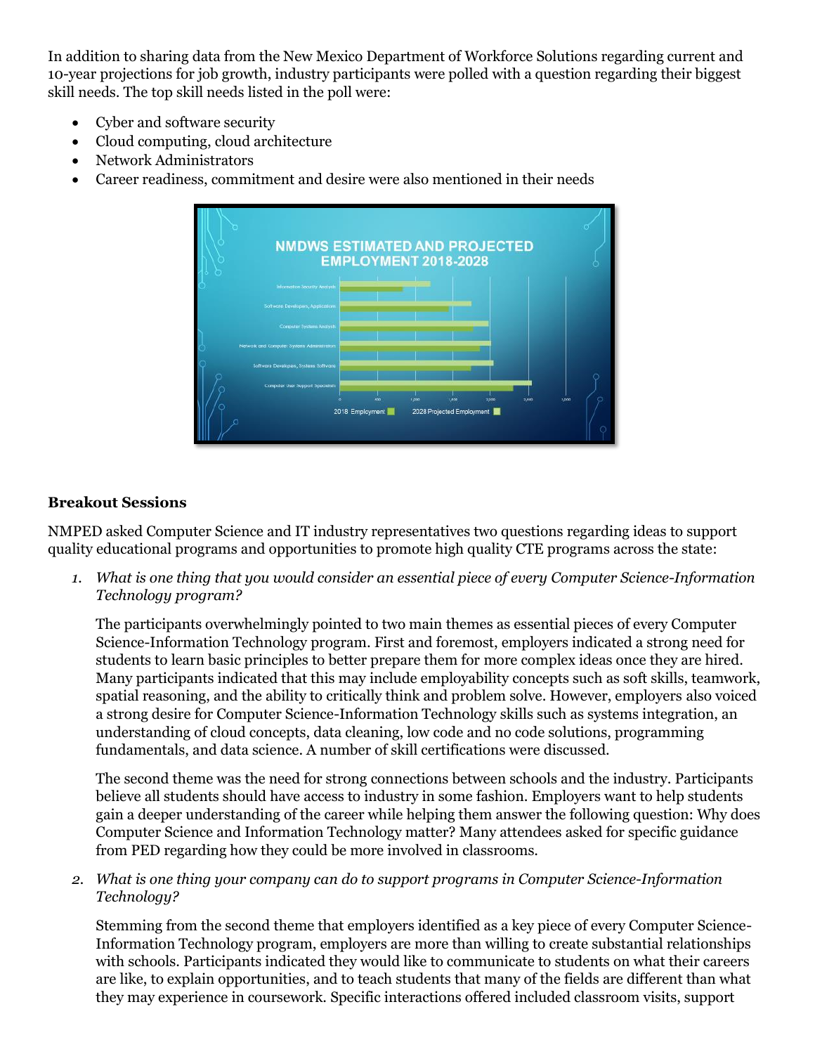In addition to sharing data from the New Mexico Department of Workforce Solutions regarding current and 10-year projections for job growth, industry participants were polled with a question regarding their biggest skill needs. The top skill needs listed in the poll were:

- Cyber and software security
- Cloud computing, cloud architecture
- Network Administrators
- Career readiness, commitment and desire were also mentioned in their needs

## Breakout Sessions

NMPED asked Computer Science and IT industry representatives two questions regarding ideas to support quality educational programs and opportunities to promote high quality CTE programs across the state:

1. *What is one thing that you would consider an essential piece of every Computer Science-Information Technology program?*

   The participants overwhelmingly pointed to two main themes as essential pieces of every Computer Science-Information Technology program. First and foremost, employers indicated a strong need for students to learn basic principles to better prepare them for more complex ideas once they are hired. Many participants indicated that this may include employability concepts such as soft skills, teamwork, spatial reasoning, and the ability to critically think and problem solve. However, employers also voiced a strong desire for Computer Science-Information Technology skills such as systems integration, an understanding of cloud concepts, data cleaning, low code and no code solutions, programming fundamentals, and data science. A number of skill certifications were discussed.

   The second theme was the need for strong connections between schools and the industry. Participants believe all students should have access to industry in some fashion. Employers want to help students gain a deeper understanding of the career while helping them answer the following question: Why does Computer Science and Information Technology matter? Many attendees asked for specific guidance from PED regarding how they could be more involved in classrooms.

2. *What is one thing your company can do to support programs in Computer Science-Information Technology?*

   Stemming from the second theme that employers identified as a key piece of every Computer Science-Information Technology program, employers are more than willing to create substantial relationships with schools. Participants indicated they would like to communicate to students on what their careers are like, to explain opportunities, and to teach students that many of the fields are different than what they may experience in coursework. Specific interactions offered included classroom visits, support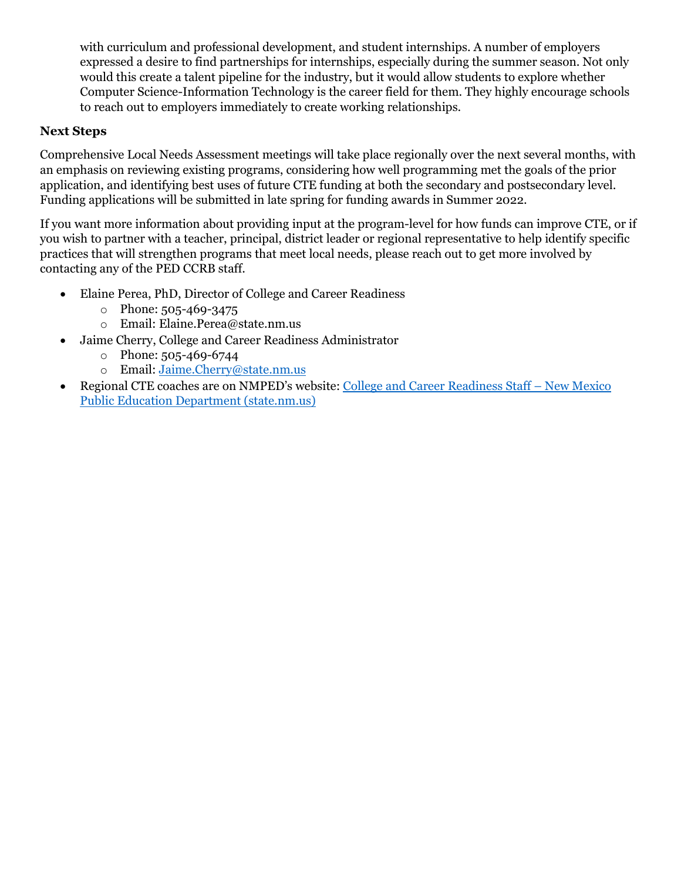with curriculum and professional development, and student internships. A number of employers expressed a desire to find partnerships for internships, especially during the summer season. Not only would this create a talent pipeline for the industry, but it would allow students to explore whether Computer Science-Information Technology is the career field for them. They highly encourage schools to reach out to employers immediately to create working relationships.

**Next Steps**

Comprehensive Local Needs Assessment meetings will take place regionally over the next several months, with an emphasis on reviewing existing programs, considering how well programming met the goals of the prior application, and identifying best uses of future CTE funding at both the secondary and postsecondary level. Funding applications will be submitted in late spring for funding awards in Summer 2022.

If you want more information about providing input at the program-level for how funds can improve CTE, or if you wish to partner with a teacher, principal, district leader or regional representative to help identify specific practices that will strengthen programs that meet local needs, please reach out to get more involved by contacting any of the PED CCRB staff.

- Elaine Perea, PhD, Director of College and Career Readiness
  - Phone: 505-469-3475
  - Email: Elaine.Perea@state.nm.us
- Jaime Cherry, College and Career Readiness Administrator
  - Phone: 505-469-6744
  - Email: Jaime.Cherry@state.nm.us
- Regional CTE coaches are on NMPED's website: College and Career Readiness Staff – New Mexico Public Education Department (state.nm.us)